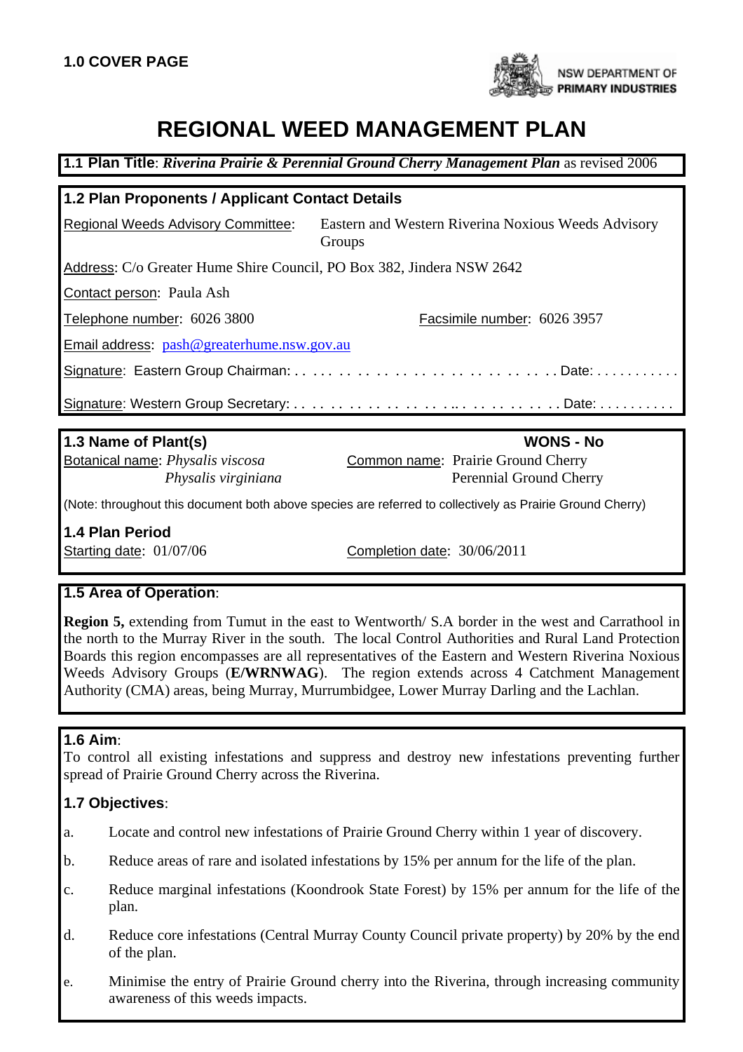## 1.0 COVER PAGE

NSW DEPARTMENT OF PRIMARY INDUSTRIES

# REGIONAL WEED MANAGEMENT PLAN

**1.1 Plan Title**: ***Riverina Prairie & Perennial Ground Cherry Management Plan*** as revised 2006

### 1.2 Plan Proponents / Applicant Contact Details

Regional Weeds Advisory Committee: Eastern and Western Riverina Noxious Weeds Advisory Groups

Address: C/o Greater Hume Shire Council, PO Box 382, Jindera NSW 2642

Contact person: Paula Ash

Telephone number: 6026 3800

Facsimile number: 6026 3957

Email address: pash@greaterhume.nsw.gov.au

Signature: Eastern Group Chairman: . . . . . . . . . . . . . . . . . . . . . . . . . . . Date: . . . . . . . . . . .

Signature: Western Group Secretary: . . . . . . . . . . . . . . . . . .. . . . . . . . . . . Date: . . . . . . . . . .

### 1.3 Name of Plant(s)

**WONS - No**

Botanical name: *Physalis viscosa*, *Physalis virginiana*

Common name: Prairie Ground Cherry, Perennial Ground Cherry

(Note: throughout this document both above species are referred to collectively as Prairie Ground Cherry)

### 1.4 Plan Period

Starting date: 01/07/06

Completion date: 30/06/2011

### 1.5 Area of Operation:

**Region 5,** extending from Tumut in the east to Wentworth/ S.A border in the west and Carrathool in the north to the Murray River in the south. The local Control Authorities and Rural Land Protection Boards this region encompasses are all representatives of the Eastern and Western Riverina Noxious Weeds Advisory Groups (**E/WRNWAG**). The region extends across 4 Catchment Management Authority (CMA) areas, being Murray, Murrumbidgee, Lower Murray Darling and the Lachlan.

### 1.6 Aim:

To control all existing infestations and suppress and destroy new infestations preventing further spread of Prairie Ground Cherry across the Riverina.

### 1.7 Objectives:

a. Locate and control new infestations of Prairie Ground Cherry within 1 year of discovery.

b. Reduce areas of rare and isolated infestations by 15% per annum for the life of the plan.

c. Reduce marginal infestations (Koondrook State Forest) by 15% per annum for the life of the plan.

d. Reduce core infestations (Central Murray County Council private property) by 20% by the end of the plan.

e. Minimise the entry of Prairie Ground cherry into the Riverina, through increasing community awareness of this weeds impacts.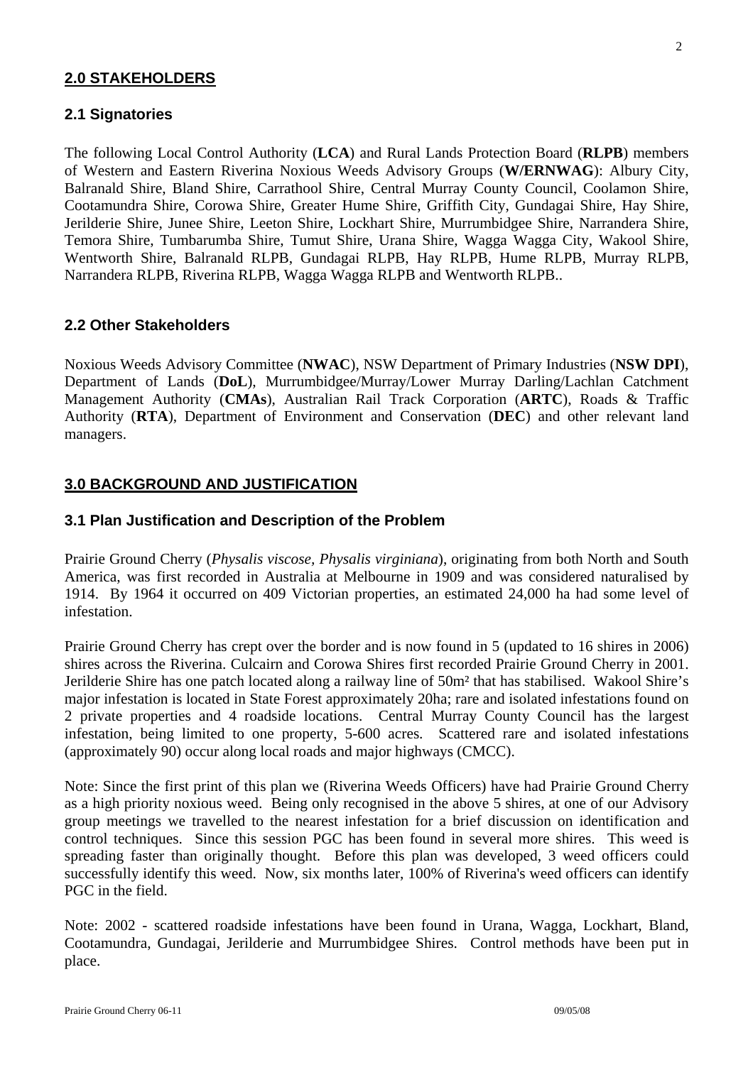## 2.0 STAKEHOLDERS

### 2.1 Signatories

The following Local Control Authority (**LCA**) and Rural Lands Protection Board (**RLPB**) members of Western and Eastern Riverina Noxious Weeds Advisory Groups (**W/ERNWAG**): Albury City, Balranald Shire, Bland Shire, Carrathool Shire, Central Murray County Council, Coolamon Shire, Cootamundra Shire, Corowa Shire, Greater Hume Shire, Griffith City, Gundagai Shire, Hay Shire, Jerilderie Shire, Junee Shire, Leeton Shire, Lockhart Shire, Murrumbidgee Shire, Narrandera Shire, Temora Shire, Tumbarumba Shire, Tumut Shire, Urana Shire, Wagga Wagga City, Wakool Shire, Wentworth Shire, Balranald RLPB, Gundagai RLPB, Hay RLPB, Hume RLPB, Murray RLPB, Narrandera RLPB, Riverina RLPB, Wagga Wagga RLPB and Wentworth RLPB..

### 2.2 Other Stakeholders

Noxious Weeds Advisory Committee (**NWAC**), NSW Department of Primary Industries (**NSW DPI**), Department of Lands (**DoL**), Murrumbidgee/Murray/Lower Murray Darling/Lachlan Catchment Management Authority (**CMAs**), Australian Rail Track Corporation (**ARTC**), Roads & Traffic Authority (**RTA**), Department of Environment and Conservation (**DEC**) and other relevant land managers.

## 3.0 BACKGROUND AND JUSTIFICATION

### 3.1 Plan Justification and Description of the Problem

Prairie Ground Cherry (*Physalis viscose, Physalis virginiana*), originating from both North and South America, was first recorded in Australia at Melbourne in 1909 and was considered naturalised by 1914. By 1964 it occurred on 409 Victorian properties, an estimated 24,000 ha had some level of infestation.

Prairie Ground Cherry has crept over the border and is now found in 5 (updated to 16 shires in 2006) shires across the Riverina. Culcairn and Corowa Shires first recorded Prairie Ground Cherry in 2001. Jerilderie Shire has one patch located along a railway line of 50m² that has stabilised. Wakool Shire's major infestation is located in State Forest approximately 20ha; rare and isolated infestations found on 2 private properties and 4 roadside locations. Central Murray County Council has the largest infestation, being limited to one property, 5-600 acres. Scattered rare and isolated infestations (approximately 90) occur along local roads and major highways (CMCC).

Note: Since the first print of this plan we (Riverina Weeds Officers) have had Prairie Ground Cherry as a high priority noxious weed. Being only recognised in the above 5 shires, at one of our Advisory group meetings we travelled to the nearest infestation for a brief discussion on identification and control techniques. Since this session PGC has been found in several more shires. This weed is spreading faster than originally thought. Before this plan was developed, 3 weed officers could successfully identify this weed. Now, six months later, 100% of Riverina's weed officers can identify PGC in the field.

Note: 2002 - scattered roadside infestations have been found in Urana, Wagga, Lockhart, Bland, Cootamundra, Gundagai, Jerilderie and Murrumbidgee Shires. Control methods have been put in place.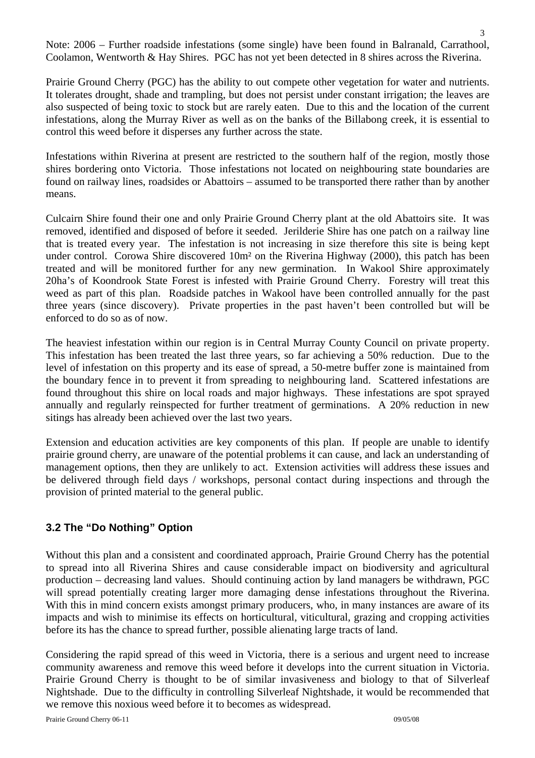Note: 2006 – Further roadside infestations (some single) have been found in Balranald, Carrathool, Coolamon, Wentworth & Hay Shires. PGC has not yet been detected in 8 shires across the Riverina.

Prairie Ground Cherry (PGC) has the ability to out compete other vegetation for water and nutrients. It tolerates drought, shade and trampling, but does not persist under constant irrigation; the leaves are also suspected of being toxic to stock but are rarely eaten. Due to this and the location of the current infestations, along the Murray River as well as on the banks of the Billabong creek, it is essential to control this weed before it disperses any further across the state.

Infestations within Riverina at present are restricted to the southern half of the region, mostly those shires bordering onto Victoria. Those infestations not located on neighbouring state boundaries are found on railway lines, roadsides or Abattoirs – assumed to be transported there rather than by another means.

Culcairn Shire found their one and only Prairie Ground Cherry plant at the old Abattoirs site. It was removed, identified and disposed of before it seeded. Jerilderie Shire has one patch on a railway line that is treated every year. The infestation is not increasing in size therefore this site is being kept under control. Corowa Shire discovered 10m² on the Riverina Highway (2000), this patch has been treated and will be monitored further for any new germination. In Wakool Shire approximately 20ha's of Koondrook State Forest is infested with Prairie Ground Cherry. Forestry will treat this weed as part of this plan. Roadside patches in Wakool have been controlled annually for the past three years (since discovery). Private properties in the past haven't been controlled but will be enforced to do so as of now.

The heaviest infestation within our region is in Central Murray County Council on private property. This infestation has been treated the last three years, so far achieving a 50% reduction. Due to the level of infestation on this property and its ease of spread, a 50-metre buffer zone is maintained from the boundary fence in to prevent it from spreading to neighbouring land. Scattered infestations are found throughout this shire on local roads and major highways. These infestations are spot sprayed annually and regularly reinspected for further treatment of germinations. A 20% reduction in new sitings has already been achieved over the last two years.

Extension and education activities are key components of this plan. If people are unable to identify prairie ground cherry, are unaware of the potential problems it can cause, and lack an understanding of management options, then they are unlikely to act. Extension activities will address these issues and be delivered through field days / workshops, personal contact during inspections and through the provision of printed material to the general public.

### 3.2 The "Do Nothing" Option

Without this plan and a consistent and coordinated approach, Prairie Ground Cherry has the potential to spread into all Riverina Shires and cause considerable impact on biodiversity and agricultural production – decreasing land values. Should continuing action by land managers be withdrawn, PGC will spread potentially creating larger more damaging dense infestations throughout the Riverina. With this in mind concern exists amongst primary producers, who, in many instances are aware of its impacts and wish to minimise its effects on horticultural, viticultural, grazing and cropping activities before its has the chance to spread further, possible alienating large tracts of land.

Considering the rapid spread of this weed in Victoria, there is a serious and urgent need to increase community awareness and remove this weed before it develops into the current situation in Victoria. Prairie Ground Cherry is thought to be of similar invasiveness and biology to that of Silverleaf Nightshade. Due to the difficulty in controlling Silverleaf Nightshade, it would be recommended that we remove this noxious weed before it to becomes as widespread.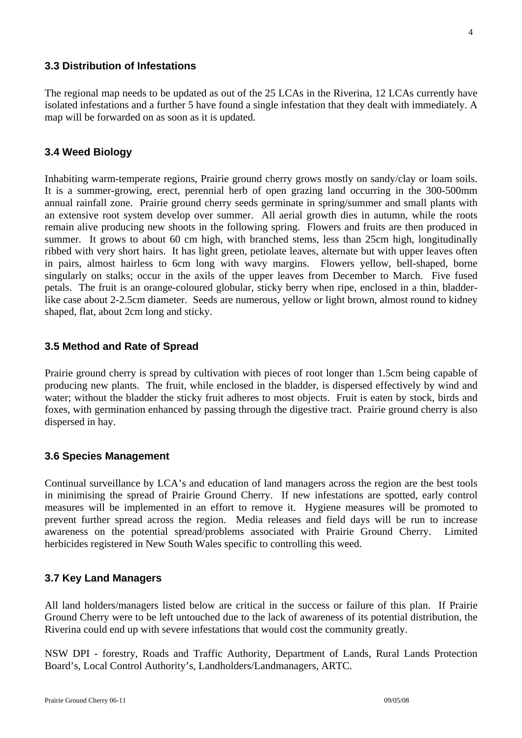### 3.3 Distribution of Infestations

The regional map needs to be updated as out of the 25 LCAs in the Riverina, 12 LCAs currently have isolated infestations and a further 5 have found a single infestation that they dealt with immediately. A map will be forwarded on as soon as it is updated.

### 3.4 Weed Biology

Inhabiting warm-temperate regions, Prairie ground cherry grows mostly on sandy/clay or loam soils. It is a summer-growing, erect, perennial herb of open grazing land occurring in the 300-500mm annual rainfall zone. Prairie ground cherry seeds germinate in spring/summer and small plants with an extensive root system develop over summer. All aerial growth dies in autumn, while the roots remain alive producing new shoots in the following spring. Flowers and fruits are then produced in summer. It grows to about 60 cm high, with branched stems, less than 25cm high, longitudinally ribbed with very short hairs. It has light green, petiolate leaves, alternate but with upper leaves often in pairs, almost hairless to 6cm long with wavy margins. Flowers yellow, bell-shaped, borne singularly on stalks; occur in the axils of the upper leaves from December to March. Five fused petals. The fruit is an orange-coloured globular, sticky berry when ripe, enclosed in a thin, bladder-like case about 2-2.5cm diameter. Seeds are numerous, yellow or light brown, almost round to kidney shaped, flat, about 2cm long and sticky.

### 3.5 Method and Rate of Spread

Prairie ground cherry is spread by cultivation with pieces of root longer than 1.5cm being capable of producing new plants. The fruit, while enclosed in the bladder, is dispersed effectively by wind and water; without the bladder the sticky fruit adheres to most objects. Fruit is eaten by stock, birds and foxes, with germination enhanced by passing through the digestive tract. Prairie ground cherry is also dispersed in hay.

### 3.6 Species Management

Continual surveillance by LCA's and education of land managers across the region are the best tools in minimising the spread of Prairie Ground Cherry. If new infestations are spotted, early control measures will be implemented in an effort to remove it. Hygiene measures will be promoted to prevent further spread across the region. Media releases and field days will be run to increase awareness on the potential spread/problems associated with Prairie Ground Cherry. Limited herbicides registered in New South Wales specific to controlling this weed.

### 3.7 Key Land Managers

All land holders/managers listed below are critical in the success or failure of this plan. If Prairie Ground Cherry were to be left untouched due to the lack of awareness of its potential distribution, the Riverina could end up with severe infestations that would cost the community greatly.

NSW DPI - forestry, Roads and Traffic Authority, Department of Lands, Rural Lands Protection Board's, Local Control Authority's, Landholders/Landmanagers, ARTC.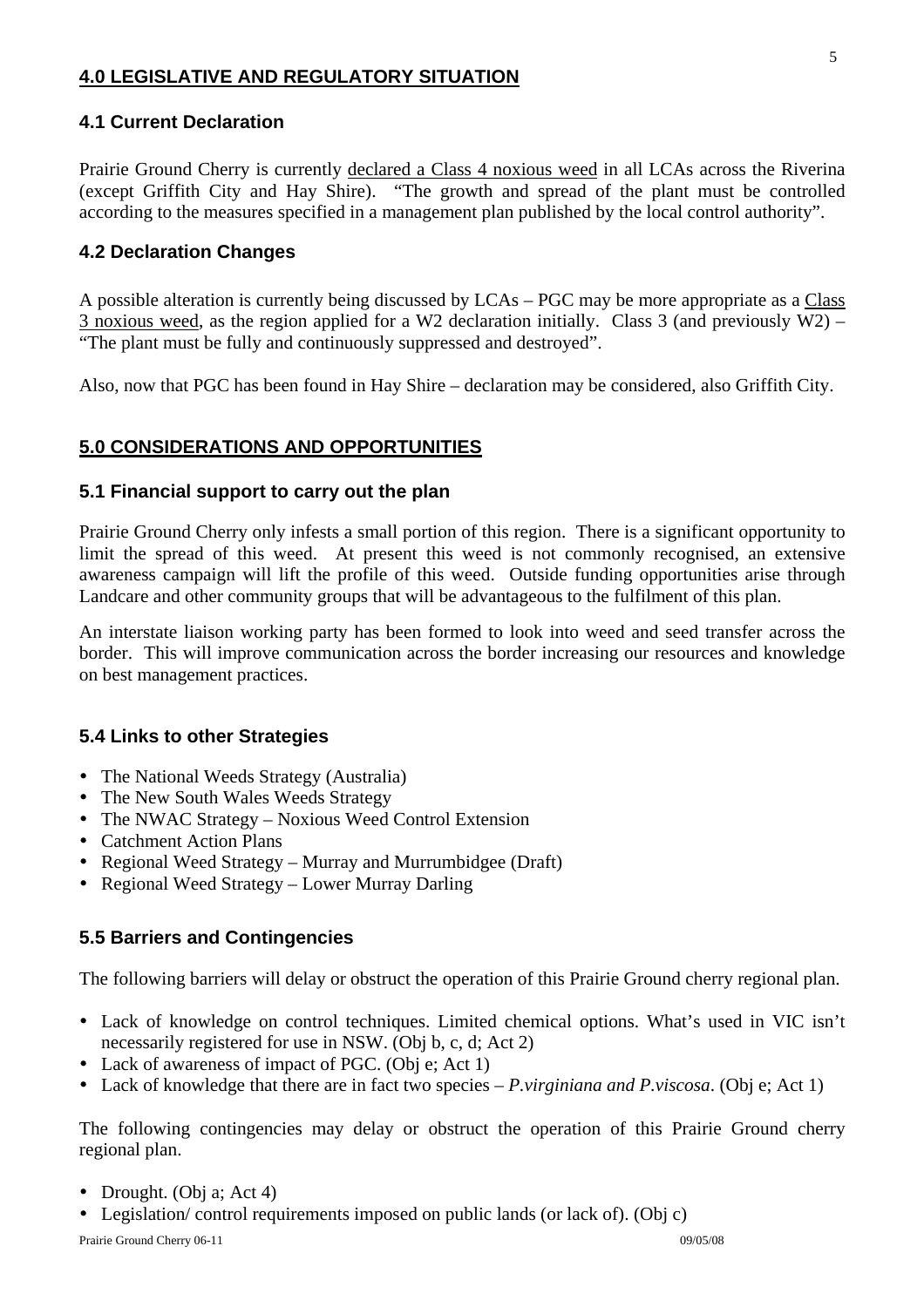## **4.0 LEGISLATIVE AND REGULATORY SITUATION**

### 4.1 Current Declaration

Prairie Ground Cherry is currently declared a Class 4 noxious weed in all LCAs across the Riverina (except Griffith City and Hay Shire). "The growth and spread of the plant must be controlled according to the measures specified in a management plan published by the local control authority".

### 4.2 Declaration Changes

A possible alteration is currently being discussed by LCAs – PGC may be more appropriate as a Class 3 noxious weed, as the region applied for a W2 declaration initially. Class 3 (and previously W2) – "The plant must be fully and continuously suppressed and destroyed".

Also, now that PGC has been found in Hay Shire – declaration may be considered, also Griffith City.

## **5.0 CONSIDERATIONS AND OPPORTUNITIES**

### 5.1 Financial support to carry out the plan

Prairie Ground Cherry only infests a small portion of this region. There is a significant opportunity to limit the spread of this weed. At present this weed is not commonly recognised, an extensive awareness campaign will lift the profile of this weed. Outside funding opportunities arise through Landcare and other community groups that will be advantageous to the fulfilment of this plan.

An interstate liaison working party has been formed to look into weed and seed transfer across the border. This will improve communication across the border increasing our resources and knowledge on best management practices.

### 5.4 Links to other Strategies

- The National Weeds Strategy (Australia)
- The New South Wales Weeds Strategy
- The NWAC Strategy – Noxious Weed Control Extension
- Catchment Action Plans
- Regional Weed Strategy – Murray and Murrumbidgee (Draft)
- Regional Weed Strategy – Lower Murray Darling

### 5.5 Barriers and Contingencies

The following barriers will delay or obstruct the operation of this Prairie Ground cherry regional plan.

- Lack of knowledge on control techniques. Limited chemical options. What's used in VIC isn't necessarily registered for use in NSW. (Obj b, c, d; Act 2)
- Lack of awareness of impact of PGC. (Obj e; Act 1)
- Lack of knowledge that there are in fact two species – *P.virginiana and P.viscosa*. (Obj e; Act 1)

The following contingencies may delay or obstruct the operation of this Prairie Ground cherry regional plan.

- Drought. (Obj a; Act 4)
- Legislation/ control requirements imposed on public lands (or lack of). (Obj c)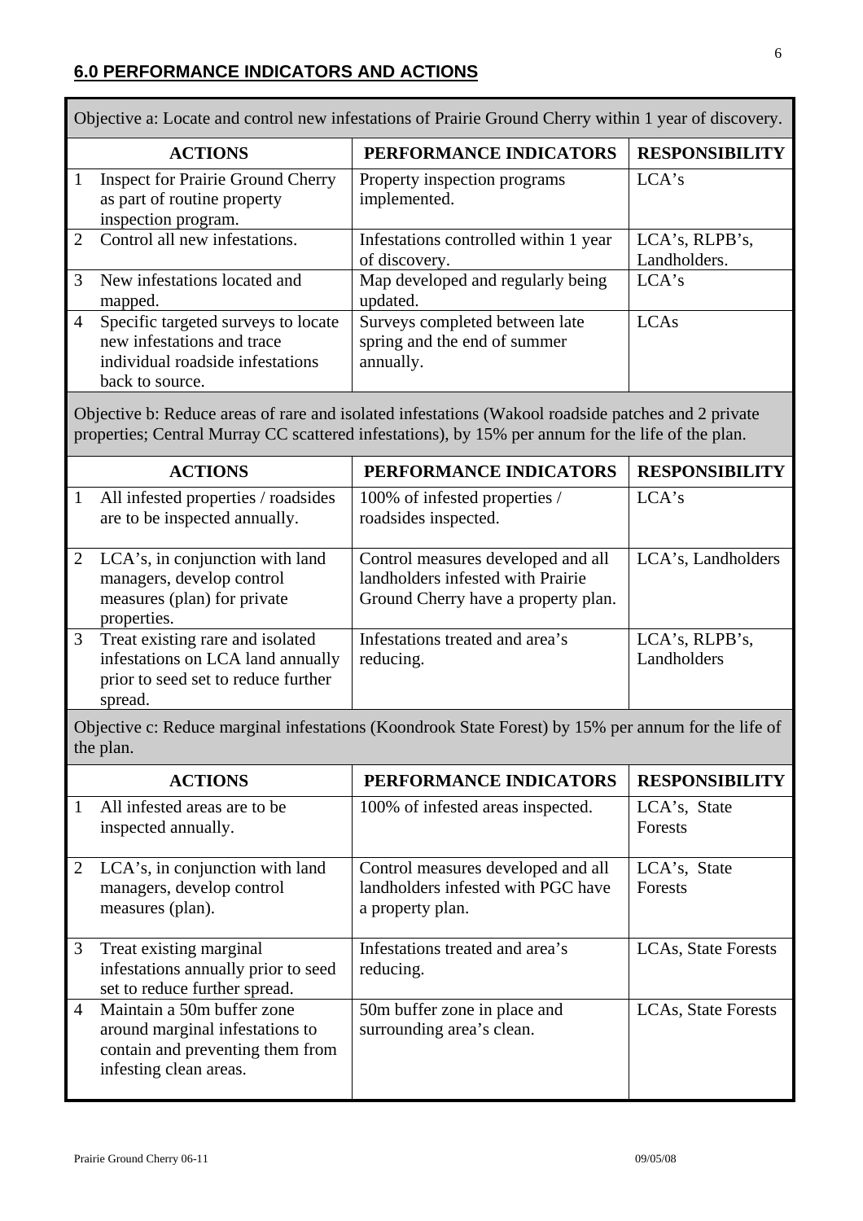## 6.0 PERFORMANCE INDICATORS AND ACTIONS

Objective a: Locate and control new infestations of Prairie Ground Cherry within 1 year of discovery.

| | ACTIONS | PERFORMANCE INDICATORS | RESPONSIBILITY |
|---|---|---|---|
| 1 | Inspect for Prairie Ground Cherry as part of routine property inspection program. | Property inspection programs implemented. | LCA's |
| 2 | Control all new infestations. | Infestations controlled within 1 year of discovery. | LCA's, RLPB's, Landholders. |
| 3 | New infestations located and mapped. | Map developed and regularly being updated. | LCA's |
| 4 | Specific targeted surveys to locate new infestations and trace individual roadside infestations back to source. | Surveys completed between late spring and the end of summer annually. | LCAs |

Objective b: Reduce areas of rare and isolated infestations (Wakool roadside patches and 2 private properties; Central Murray CC scattered infestations), by 15% per annum for the life of the plan.

| | ACTIONS | PERFORMANCE INDICATORS | RESPONSIBILITY |
|---|---|---|---|
| 1 | All infested properties / roadsides are to be inspected annually. | 100% of infested properties / roadsides inspected. | LCA's |
| 2 | LCA's, in conjunction with land managers, develop control measures (plan) for private properties. | Control measures developed and all landholders infested with Prairie Ground Cherry have a property plan. | LCA's, Landholders |
| 3 | Treat existing rare and isolated infestations on LCA land annually prior to seed set to reduce further spread. | Infestations treated and area's reducing. | LCA's, RLPB's, Landholders |

Objective c: Reduce marginal infestations (Koondrook State Forest) by 15% per annum for the life of the plan.

| | ACTIONS | PERFORMANCE INDICATORS | RESPONSIBILITY |
|---|---|---|---|
| 1 | All infested areas are to be inspected annually. | 100% of infested areas inspected. | LCA's, State Forests |
| 2 | LCA's, in conjunction with land managers, develop control measures (plan). | Control measures developed and all landholders infested with PGC have a property plan. | LCA's, State Forests |
| 3 | Treat existing marginal infestations annually prior to seed set to reduce further spread. | Infestations treated and area's reducing. | LCAs, State Forests |
| 4 | Maintain a 50m buffer zone around marginal infestations to contain and preventing them from infesting clean areas. | 50m buffer zone in place and surrounding area's clean. | LCAs, State Forests |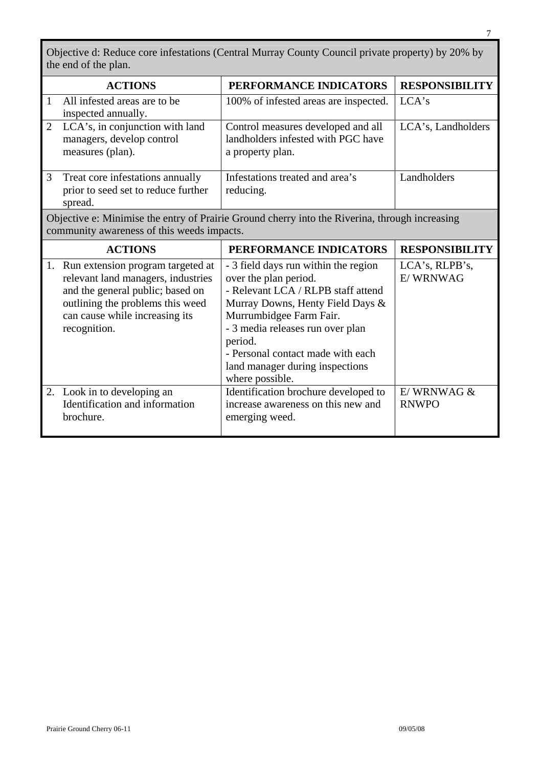| Objective d: Reduce core infestations (Central Murray County Council private property) by 20% by the end of the plan. | | |
|---|---|---|
| **ACTIONS** | **PERFORMANCE INDICATORS** | **RESPONSIBILITY** |
| 1 All infested areas are to be inspected annually. | 100% of infested areas are inspected. | LCA's |
| 2 LCA's, in conjunction with land managers, develop control measures (plan). | Control measures developed and all landholders infested with PGC have a property plan. | LCA's, Landholders |
| 3 Treat core infestations annually prior to seed set to reduce further spread. | Infestations treated and area's reducing. | Landholders |

| Objective e: Minimise the entry of Prairie Ground cherry into the Riverina, through increasing community awareness of this weeds impacts. | | |
|---|---|---|
| **ACTIONS** | **PERFORMANCE INDICATORS** | **RESPONSIBILITY** |
| 1. Run extension program targeted at relevant land managers, industries and the general public; based on outlining the problems this weed can cause while increasing its recognition. | - 3 field days run within the region over the plan period.<br>- Relevant LCA / RLPB staff attend Murray Downs, Henty Field Days & Murrumbidgee Farm Fair.<br>- 3 media releases run over plan period.<br>- Personal contact made with each land manager during inspections where possible. | LCA's, RLPB's, E/ WRNWAG |
| 2. Look in to developing an Identification and information brochure. | Identification brochure developed to increase awareness on this new and emerging weed. | E/ WRNWAG & RNWPO |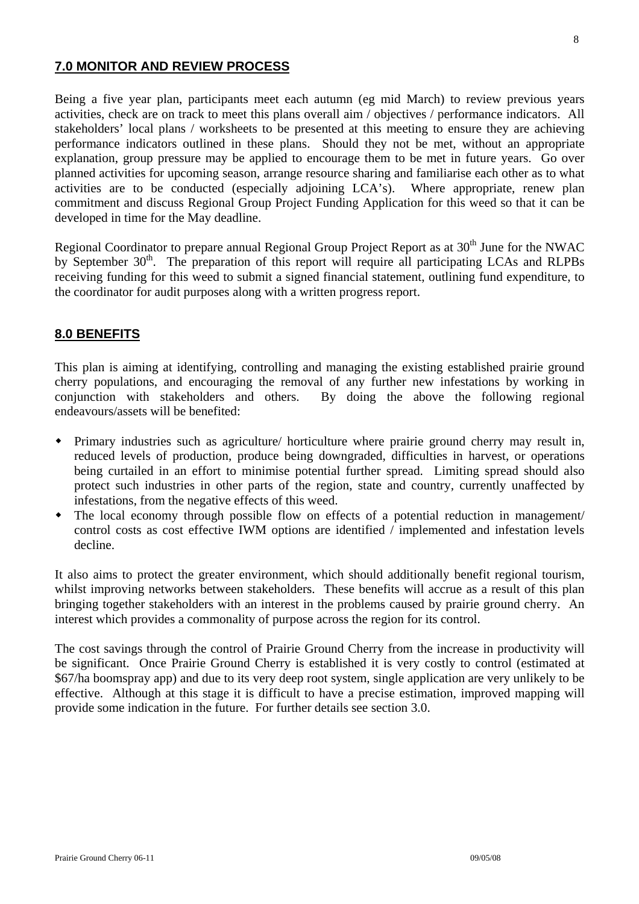## 7.0 MONITOR AND REVIEW PROCESS

Being a five year plan, participants meet each autumn (eg mid March) to review previous years activities, check are on track to meet this plans overall aim / objectives / performance indicators. All stakeholders' local plans / worksheets to be presented at this meeting to ensure they are achieving performance indicators outlined in these plans. Should they not be met, without an appropriate explanation, group pressure may be applied to encourage them to be met in future years. Go over planned activities for upcoming season, arrange resource sharing and familiarise each other as to what activities are to be conducted (especially adjoining LCA's). Where appropriate, renew plan commitment and discuss Regional Group Project Funding Application for this weed so that it can be developed in time for the May deadline.

Regional Coordinator to prepare annual Regional Group Project Report as at 30th June for the NWAC by September 30th. The preparation of this report will require all participating LCAs and RLPBs receiving funding for this weed to submit a signed financial statement, outlining fund expenditure, to the coordinator for audit purposes along with a written progress report.

## 8.0 BENEFITS

This plan is aiming at identifying, controlling and managing the existing established prairie ground cherry populations, and encouraging the removal of any further new infestations by working in conjunction with stakeholders and others. By doing the above the following regional endeavours/assets will be benefited:

- Primary industries such as agriculture/ horticulture where prairie ground cherry may result in, reduced levels of production, produce being downgraded, difficulties in harvest, or operations being curtailed in an effort to minimise potential further spread. Limiting spread should also protect such industries in other parts of the region, state and country, currently unaffected by infestations, from the negative effects of this weed.
- The local economy through possible flow on effects of a potential reduction in management/ control costs as cost effective IWM options are identified / implemented and infestation levels decline.

It also aims to protect the greater environment, which should additionally benefit regional tourism, whilst improving networks between stakeholders. These benefits will accrue as a result of this plan bringing together stakeholders with an interest in the problems caused by prairie ground cherry. An interest which provides a commonality of purpose across the region for its control.

The cost savings through the control of Prairie Ground Cherry from the increase in productivity will be significant. Once Prairie Ground Cherry is established it is very costly to control (estimated at $67/ha boomspray app) and due to its very deep root system, single application are very unlikely to be effective. Although at this stage it is difficult to have a precise estimation, improved mapping will provide some indication in the future. For further details see section 3.0.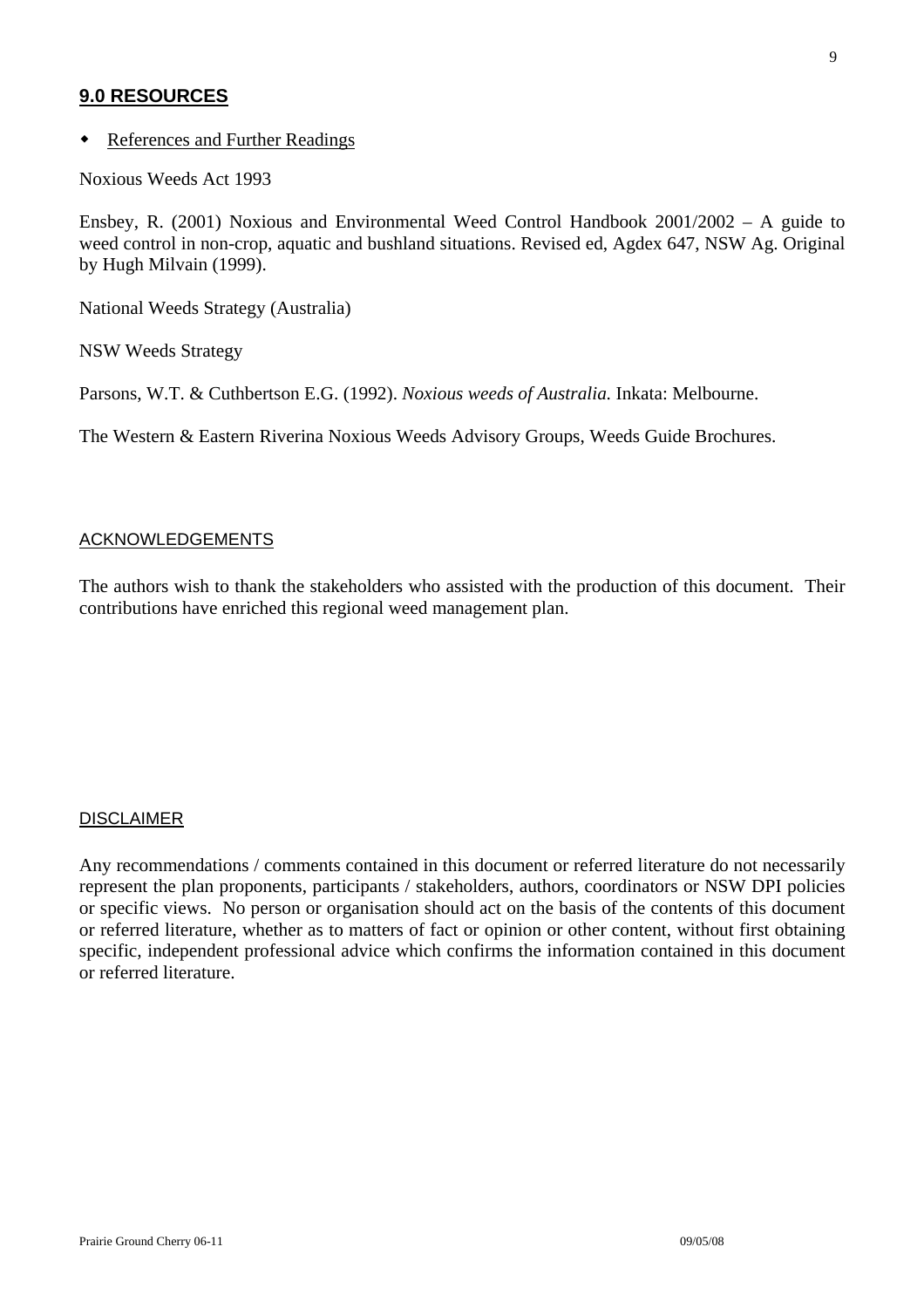## 9.0 RESOURCES

- References and Further Readings

Noxious Weeds Act 1993

Ensbey, R. (2001) Noxious and Environmental Weed Control Handbook 2001/2002 – A guide to weed control in non-crop, aquatic and bushland situations. Revised ed, Agdex 647, NSW Ag. Original by Hugh Milvain (1999).

National Weeds Strategy (Australia)

NSW Weeds Strategy

Parsons, W.T. & Cuthbertson E.G. (1992). *Noxious weeds of Australia.* Inkata: Melbourne.

The Western & Eastern Riverina Noxious Weeds Advisory Groups, Weeds Guide Brochures.

### ACKNOWLEDGEMENTS

The authors wish to thank the stakeholders who assisted with the production of this document. Their contributions have enriched this regional weed management plan.

### DISCLAIMER

Any recommendations / comments contained in this document or referred literature do not necessarily represent the plan proponents, participants / stakeholders, authors, coordinators or NSW DPI policies or specific views. No person or organisation should act on the basis of the contents of this document or referred literature, whether as to matters of fact or opinion or other content, without first obtaining specific, independent professional advice which confirms the information contained in this document or referred literature.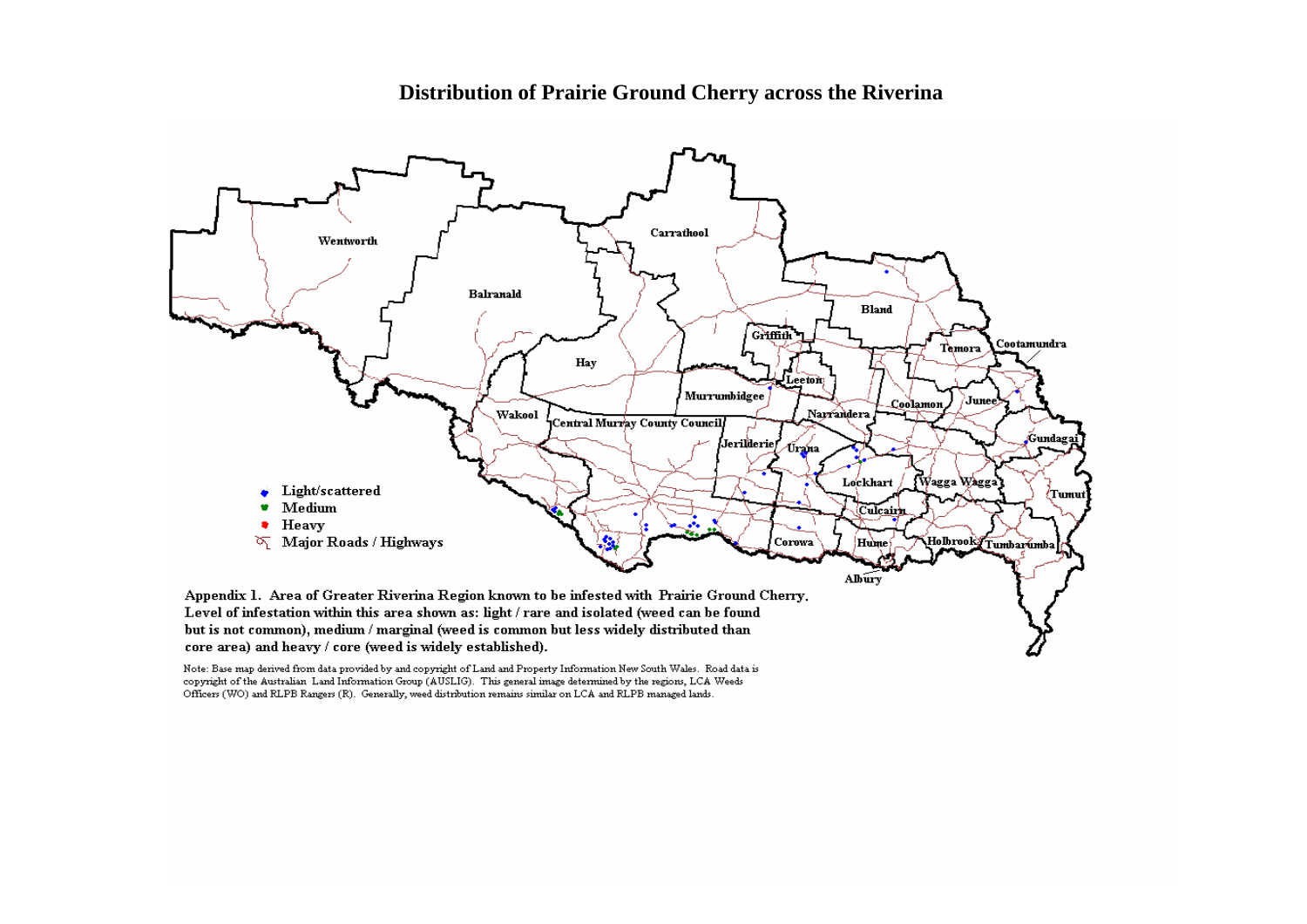# Distribution of Prairie Ground Cherry across the Riverina

Wentworth
Carrathool
Balranald
Bland
Griffith
Temora
Cootamundra
Hay
Leeton
Murrumbidgee
Junee
Coolamon
Narrandera
Wakool
Central Murray County Council
Gundagai
Jerilderie
Urana
Lockhart
Wagga Wagga
Tumut
Culcairn
Corowa
Hume
Holbrook
Tumbarumba
Albury

Light/scattered
Medium
Heavy
Major Roads / Highways

Appendix 1. Area of Greater Riverina Region known to be infested with Prairie Ground Cherry. Level of infestation within this area shown as: light / rare and isolated (weed can be found but is not common), medium / marginal (weed is common but less widely distributed than core area) and heavy / core (weed is widely established).

Note: Base map derived from data provided by and copyright of Land and Property Information New South Wales. Road data is copyright of the Australian Land Information Group (AUSLIG). This general image determined by the regions, LCA Weeds Officers (WO) and RLPB Rangers (R). Generally, weed distribution remains similar on LCA and RLPB managed lands.